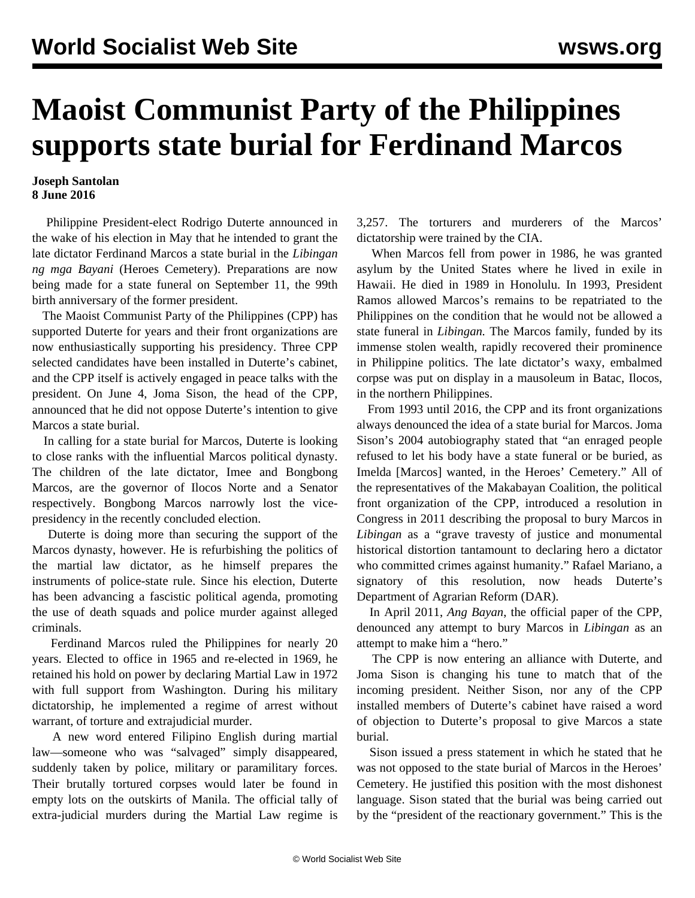# Maoist Communist Party of the Philippines supports state burial for Ferdinand Marcos

**Joseph Santolan**
**8 June 2016**

Philippine President-elect Rodrigo Duterte announced in the wake of his election in May that he intended to grant the late dictator Ferdinand Marcos a state burial in the *Libingan ng mga Bayani* (Heroes Cemetery). Preparations are now being made for a state funeral on September 11, the 99th birth anniversary of the former president.

The Maoist Communist Party of the Philippines (CPP) has supported Duterte for years and their front organizations are now enthusiastically supporting his presidency. Three CPP selected candidates have been installed in Duterte's cabinet, and the CPP itself is actively engaged in peace talks with the president. On June 4, Joma Sison, the head of the CPP, announced that he did not oppose Duterte's intention to give Marcos a state burial.

In calling for a state burial for Marcos, Duterte is looking to close ranks with the influential Marcos political dynasty. The children of the late dictator, Imee and Bongbong Marcos, are the governor of Ilocos Norte and a Senator respectively. Bongbong Marcos narrowly lost the vice-presidency in the recently concluded election.

Duterte is doing more than securing the support of the Marcos dynasty, however. He is refurbishing the politics of the martial law dictator, as he himself prepares the instruments of police-state rule. Since his election, Duterte has been advancing a fascistic political agenda, promoting the use of death squads and police murder against alleged criminals.

Ferdinand Marcos ruled the Philippines for nearly 20 years. Elected to office in 1965 and re-elected in 1969, he retained his hold on power by declaring Martial Law in 1972 with full support from Washington. During his military dictatorship, he implemented a regime of arrest without warrant, of torture and extrajudicial murder.

A new word entered Filipino English during martial law—someone who was "salvaged" simply disappeared, suddenly taken by police, military or paramilitary forces. Their brutally tortured corpses would later be found in empty lots on the outskirts of Manila. The official tally of extra-judicial murders during the Martial Law regime is 3,257. The torturers and murderers of the Marcos' dictatorship were trained by the CIA.

When Marcos fell from power in 1986, he was granted asylum by the United States where he lived in exile in Hawaii. He died in 1989 in Honolulu. In 1993, President Ramos allowed Marcos's remains to be repatriated to the Philippines on the condition that he would not be allowed a state funeral in *Libingan.* The Marcos family, funded by its immense stolen wealth, rapidly recovered their prominence in Philippine politics. The late dictator's waxy, embalmed corpse was put on display in a mausoleum in Batac, Ilocos, in the northern Philippines.

From 1993 until 2016, the CPP and its front organizations always denounced the idea of a state burial for Marcos. Joma Sison's 2004 autobiography stated that "an enraged people refused to let his body have a state funeral or be buried, as Imelda [Marcos] wanted, in the Heroes' Cemetery." All of the representatives of the Makabayan Coalition, the political front organization of the CPP, introduced a resolution in Congress in 2011 describing the proposal to bury Marcos in *Libingan* as a "grave travesty of justice and monumental historical distortion tantamount to declaring hero a dictator who committed crimes against humanity." Rafael Mariano, a signatory of this resolution, now heads Duterte's Department of Agrarian Reform (DAR).

In April 2011, *Ang Bayan*, the official paper of the CPP, denounced any attempt to bury Marcos in *Libingan* as an attempt to make him a "hero."

The CPP is now entering an alliance with Duterte, and Joma Sison is changing his tune to match that of the incoming president. Neither Sison, nor any of the CPP installed members of Duterte's cabinet have raised a word of objection to Duterte's proposal to give Marcos a state burial.

Sison issued a press statement in which he stated that he was not opposed to the state burial of Marcos in the Heroes' Cemetery. He justified this position with the most dishonest language. Sison stated that the burial was being carried out by the "president of the reactionary government." This is the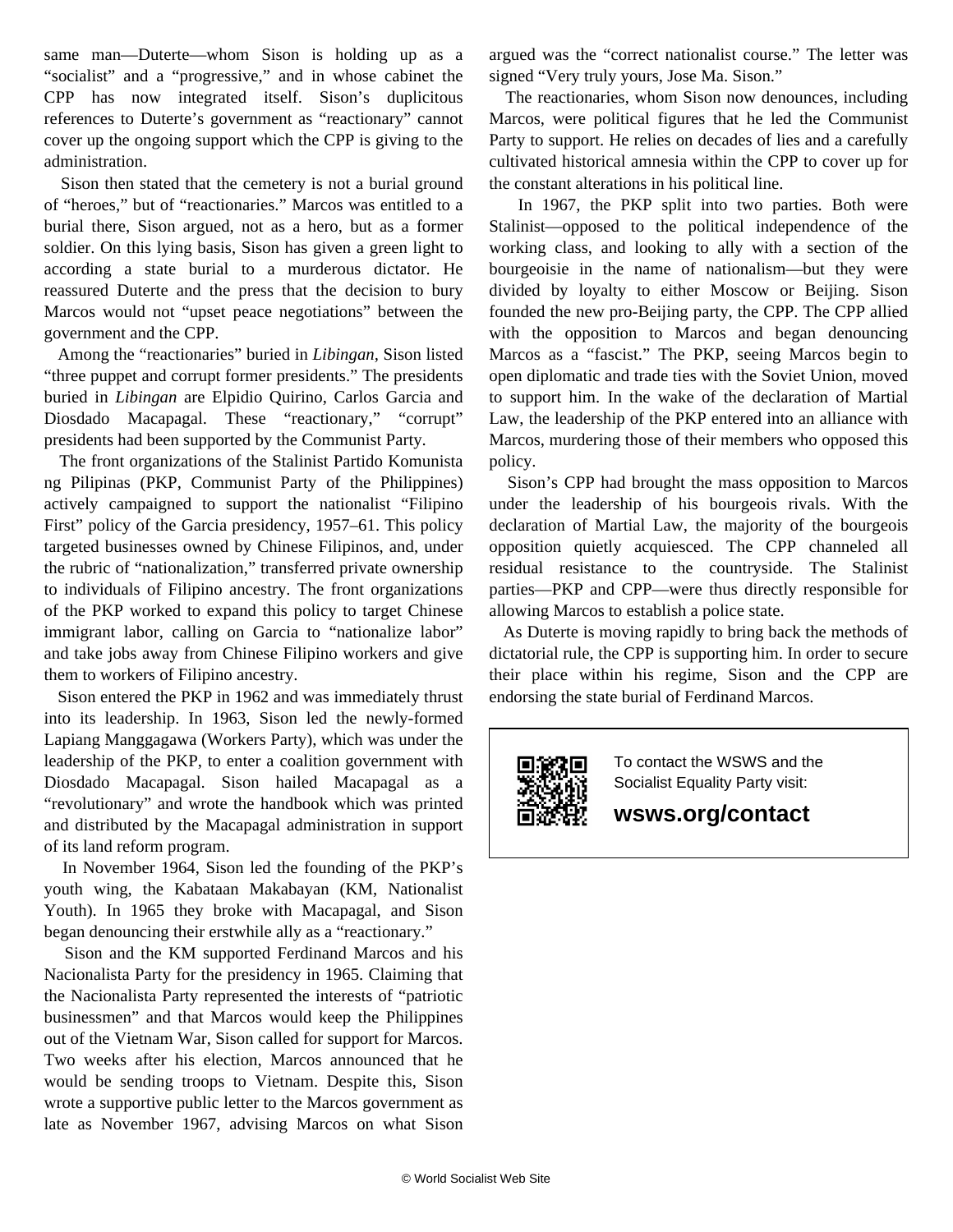same man—Duterte—whom Sison is holding up as a "socialist" and a "progressive," and in whose cabinet the CPP has now integrated itself. Sison's duplicitous references to Duterte's government as "reactionary" cannot cover up the ongoing support which the CPP is giving to the administration.

Sison then stated that the cemetery is not a burial ground of "heroes," but of "reactionaries." Marcos was entitled to a burial there, Sison argued, not as a hero, but as a former soldier. On this lying basis, Sison has given a green light to according a state burial to a murderous dictator. He reassured Duterte and the press that the decision to bury Marcos would not "upset peace negotiations" between the government and the CPP.

Among the "reactionaries" buried in *Libingan*, Sison listed "three puppet and corrupt former presidents." The presidents buried in *Libingan* are Elpidio Quirino, Carlos Garcia and Diosdado Macapagal. These "reactionary," "corrupt" presidents had been supported by the Communist Party.

The front organizations of the Stalinist Partido Komunista ng Pilipinas (PKP, Communist Party of the Philippines) actively campaigned to support the nationalist "Filipino First" policy of the Garcia presidency, 1957–61. This policy targeted businesses owned by Chinese Filipinos, and, under the rubric of "nationalization," transferred private ownership to individuals of Filipino ancestry. The front organizations of the PKP worked to expand this policy to target Chinese immigrant labor, calling on Garcia to "nationalize labor" and take jobs away from Chinese Filipino workers and give them to workers of Filipino ancestry.

Sison entered the PKP in 1962 and was immediately thrust into its leadership. In 1963, Sison led the newly-formed Lapiang Manggagawa (Workers Party), which was under the leadership of the PKP, to enter a coalition government with Diosdado Macapagal. Sison hailed Macapagal as a "revolutionary" and wrote the handbook which was printed and distributed by the Macapagal administration in support of its land reform program.

In November 1964, Sison led the founding of the PKP's youth wing, the Kabataan Makabayan (KM, Nationalist Youth). In 1965 they broke with Macapagal, and Sison began denouncing their erstwhile ally as a "reactionary."

Sison and the KM supported Ferdinand Marcos and his Nacionalista Party for the presidency in 1965. Claiming that the Nacionalista Party represented the interests of "patriotic businessmen" and that Marcos would keep the Philippines out of the Vietnam War, Sison called for support for Marcos. Two weeks after his election, Marcos announced that he would be sending troops to Vietnam. Despite this, Sison wrote a supportive public letter to the Marcos government as late as November 1967, advising Marcos on what Sison argued was the "correct nationalist course." The letter was signed "Very truly yours, Jose Ma. Sison."

The reactionaries, whom Sison now denounces, including Marcos, were political figures that he led the Communist Party to support. He relies on decades of lies and a carefully cultivated historical amnesia within the CPP to cover up for the constant alterations in his political line.

In 1967, the PKP split into two parties. Both were Stalinist—opposed to the political independence of the working class, and looking to ally with a section of the bourgeoisie in the name of nationalism—but they were divided by loyalty to either Moscow or Beijing. Sison founded the new pro-Beijing party, the CPP. The CPP allied with the opposition to Marcos and began denouncing Marcos as a "fascist." The PKP, seeing Marcos begin to open diplomatic and trade ties with the Soviet Union, moved to support him. In the wake of the declaration of Martial Law, the leadership of the PKP entered into an alliance with Marcos, murdering those of their members who opposed this policy.

Sison's CPP had brought the mass opposition to Marcos under the leadership of his bourgeois rivals. With the declaration of Martial Law, the majority of the bourgeois opposition quietly acquiesced. The CPP channeled all residual resistance to the countryside. The Stalinist parties—PKP and CPP—were thus directly responsible for allowing Marcos to establish a police state.

As Duterte is moving rapidly to bring back the methods of dictatorial rule, the CPP is supporting him. In order to secure their place within his regime, Sison and the CPP are endorsing the state burial of Ferdinand Marcos.

To contact the WSWS and the Socialist Equality Party visit:

**wsws.org/contact**